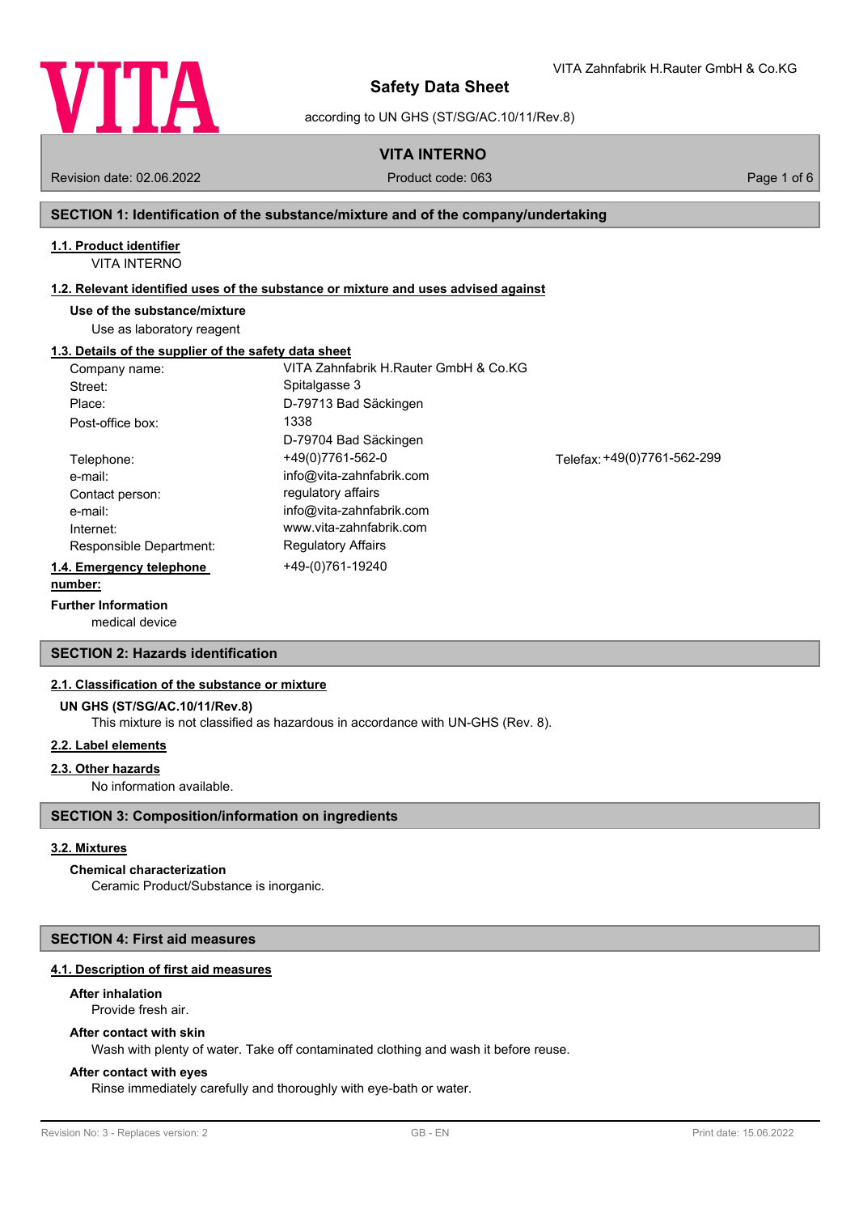# Safety Data Sheet

according to UN GHS (ST/SG/AC.10/11/Rev.8)

VITA Zahnfabrik H.Rauter GmbH & Co.KG

## VITA INTERNO

Revision date: 02.06.2022 | Product code: 063

## SECTION 1: Identification of the substance/mixture and of the company/undertaking

### 1.1. Product identifier

VITA INTERNO

### 1.2. Relevant identified uses of the substance or mixture and uses advised against

**Use of the substance/mixture**

Use as laboratory reagent

### 1.3. Details of the supplier of the safety data sheet

| | | |
|---|---|---|
| Company name: | VITA Zahnfabrik H.Rauter GmbH & Co.KG | |
| Street: | Spitalgasse 3 | |
| Place: | D-79713 Bad Säckingen | |
| Post-office box: | 1338<br>D-79704 Bad Säckingen | |
| Telephone: | +49(0)7761-562-0 | Telefax: +49(0)7761-562-299 |
| e-mail: | info@vita-zahnfabrik.com | |
| Contact person: | regulatory affairs | |
| e-mail: | info@vita-zahnfabrik.com | |
| Internet: | www.vita-zahnfabrik.com | |
| Responsible Department: | Regulatory Affairs | |

### 1.4. Emergency telephone number:

+49-(0)761-19240

**Further Information**

medical device

## SECTION 2: Hazards identification

### 2.1. Classification of the substance or mixture

**UN GHS (ST/SG/AC.10/11/Rev.8)**

This mixture is not classified as hazardous in accordance with UN-GHS (Rev. 8).

### 2.2. Label elements

### 2.3. Other hazards

No information available.

## SECTION 3: Composition/information on ingredients

### 3.2. Mixtures

**Chemical characterization**

Ceramic Product/Substance is inorganic.

## SECTION 4: First aid measures

### 4.1. Description of first aid measures

**After inhalation**

Provide fresh air.

**After contact with skin**

Wash with plenty of water. Take off contaminated clothing and wash it before reuse.

**After contact with eyes**

Rinse immediately carefully and thoroughly with eye-bath or water.

Revision No: 3 - Replaces version: 2 | GB - EN | Print date: 15.06.2022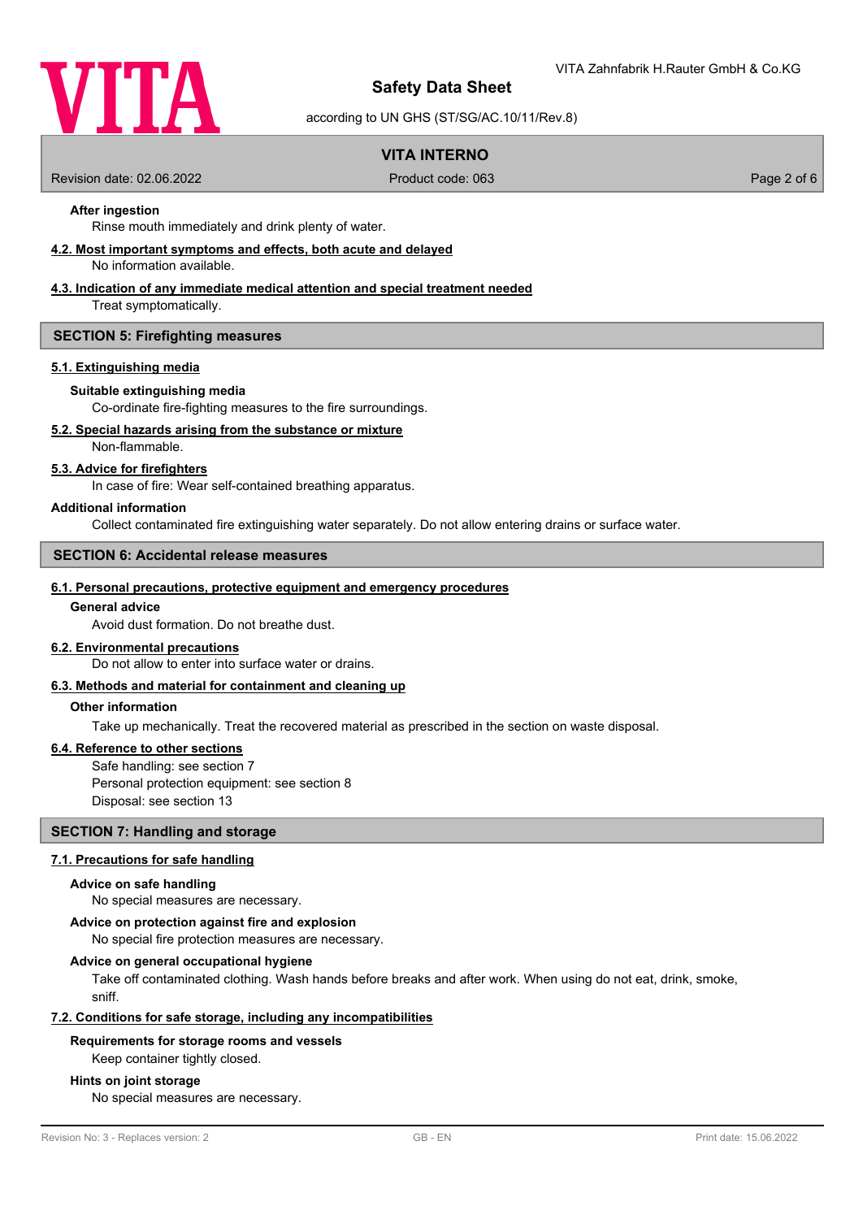**After ingestion**

Rinse mouth immediately and drink plenty of water.

**4.2. Most important symptoms and effects, both acute and delayed**

No information available.

**4.3. Indication of any immediate medical attention and special treatment needed**

Treat symptomatically.

## SECTION 5: Firefighting measures

**5.1. Extinguishing media**

**Suitable extinguishing media**

Co-ordinate fire-fighting measures to the fire surroundings.

**5.2. Special hazards arising from the substance or mixture**

Non-flammable.

**5.3. Advice for firefighters**

In case of fire: Wear self-contained breathing apparatus.

**Additional information**

Collect contaminated fire extinguishing water separately. Do not allow entering drains or surface water.

## SECTION 6: Accidental release measures

**6.1. Personal precautions, protective equipment and emergency procedures**

**General advice**

Avoid dust formation. Do not breathe dust.

**6.2. Environmental precautions**

Do not allow to enter into surface water or drains.

**6.3. Methods and material for containment and cleaning up**

**Other information**

Take up mechanically. Treat the recovered material as prescribed in the section on waste disposal.

**6.4. Reference to other sections**

Safe handling: see section 7
Personal protection equipment: see section 8
Disposal: see section 13

## SECTION 7: Handling and storage

**7.1. Precautions for safe handling**

**Advice on safe handling**

No special measures are necessary.

**Advice on protection against fire and explosion**

No special fire protection measures are necessary.

**Advice on general occupational hygiene**

Take off contaminated clothing. Wash hands before breaks and after work. When using do not eat, drink, smoke, sniff.

**7.2. Conditions for safe storage, including any incompatibilities**

**Requirements for storage rooms and vessels**

Keep container tightly closed.

**Hints on joint storage**

No special measures are necessary.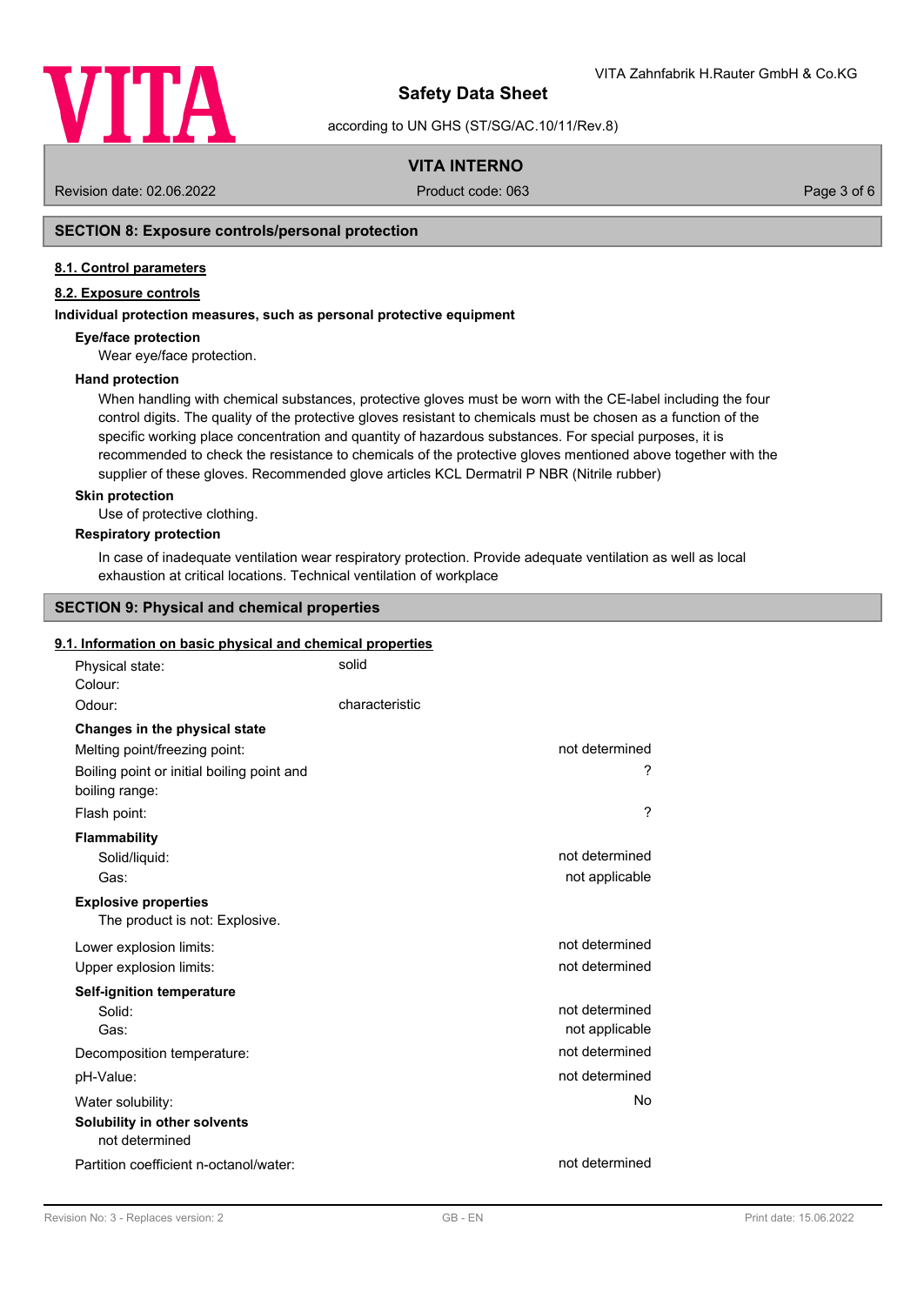## SECTION 8: Exposure controls/personal protection

### 8.1. Control parameters

### 8.2. Exposure controls

**Individual protection measures, such as personal protective equipment**

**Eye/face protection**

Wear eye/face protection.

**Hand protection**

When handling with chemical substances, protective gloves must be worn with the CE-label including the four control digits. The quality of the protective gloves resistant to chemicals must be chosen as a function of the specific working place concentration and quantity of hazardous substances. For special purposes, it is recommended to check the resistance to chemicals of the protective gloves mentioned above together with the supplier of these gloves. Recommended glove articles KCL Dermatril P NBR (Nitrile rubber)

**Skin protection**

Use of protective clothing.

**Respiratory protection**

In case of inadequate ventilation wear respiratory protection. Provide adequate ventilation as well as local exhaustion at critical locations. Technical ventilation of workplace

## SECTION 9: Physical and chemical properties

### 9.1. Information on basic physical and chemical properties

| | | |
|---|---|---|
| Physical state: | solid | |
| Colour: | | |
| Odour: | characteristic | |
| **Changes in the physical state** | | |
| Melting point/freezing point: | | not determined |
| Boiling point or initial boiling point and boiling range: | | ? |
| Flash point: | | ? |
| **Flammability** | | |
| Solid/liquid: | | not determined |
| Gas: | | not applicable |
| **Explosive properties** | | |
| The product is not: Explosive. | | |
| Lower explosion limits: | | not determined |
| Upper explosion limits: | | not determined |
| **Self-ignition temperature** | | |
| Solid: | | not determined |
| Gas: | | not applicable |
| Decomposition temperature: | | not determined |
| pH-Value: | | not determined |
| Water solubility: | | No |
| **Solubility in other solvents** | | |
| not determined | | |
| Partition coefficient n-octanol/water: | | not determined |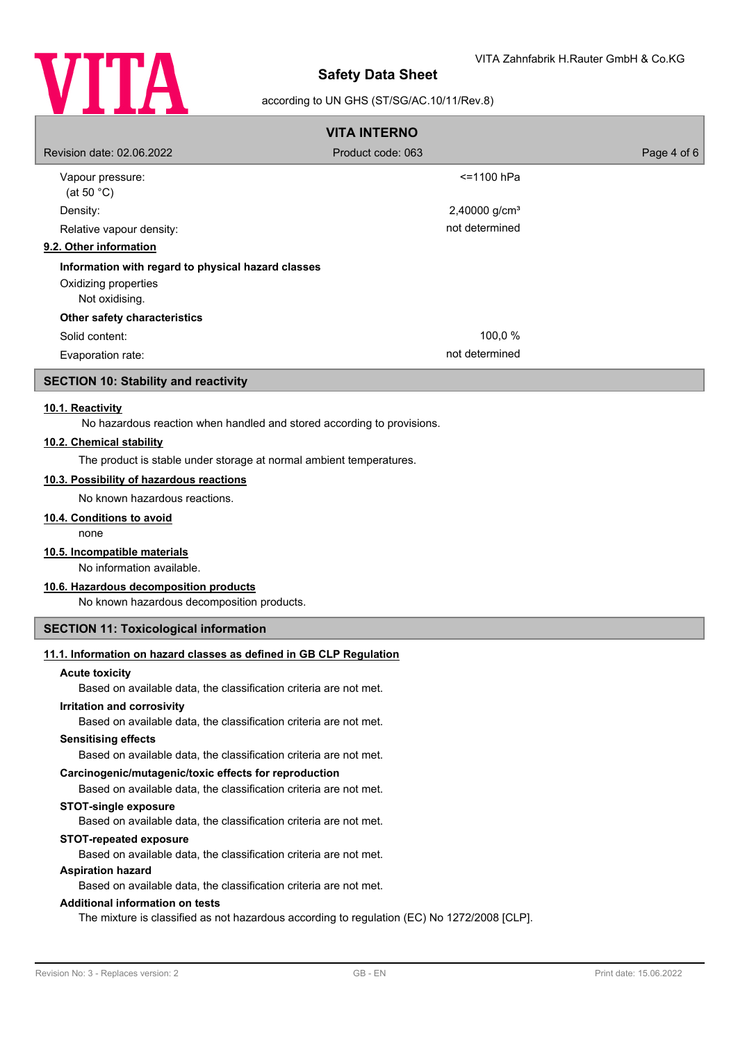| | |
|---|---|
| Vapour pressure: (at 50 °C) | <=1100 hPa |
| Density: | 2,40000 g/cm³ |
| Relative vapour density: | not determined |

### 9.2. Other information

**Information with regard to physical hazard classes**

Oxidizing properties
Not oxidising.

**Other safety characteristics**

| | |
|---|---|
| Solid content: | 100,0 % |
| Evaporation rate: | not determined |

## SECTION 10: Stability and reactivity

### 10.1. Reactivity

No hazardous reaction when handled and stored according to provisions.

### 10.2. Chemical stability

The product is stable under storage at normal ambient temperatures.

### 10.3. Possibility of hazardous reactions

No known hazardous reactions.

### 10.4. Conditions to avoid

none

### 10.5. Incompatible materials

No information available.

### 10.6. Hazardous decomposition products

No known hazardous decomposition products.

## SECTION 11: Toxicological information

### 11.1. Information on hazard classes as defined in GB CLP Regulation

**Acute toxicity**

Based on available data, the classification criteria are not met.

**Irritation and corrosivity**

Based on available data, the classification criteria are not met.

**Sensitising effects**

Based on available data, the classification criteria are not met.

**Carcinogenic/mutagenic/toxic effects for reproduction**

Based on available data, the classification criteria are not met.

**STOT-single exposure**

Based on available data, the classification criteria are not met.

**STOT-repeated exposure**

Based on available data, the classification criteria are not met.

**Aspiration hazard**

Based on available data, the classification criteria are not met.

**Additional information on tests**

The mixture is classified as not hazardous according to regulation (EC) No 1272/2008 [CLP].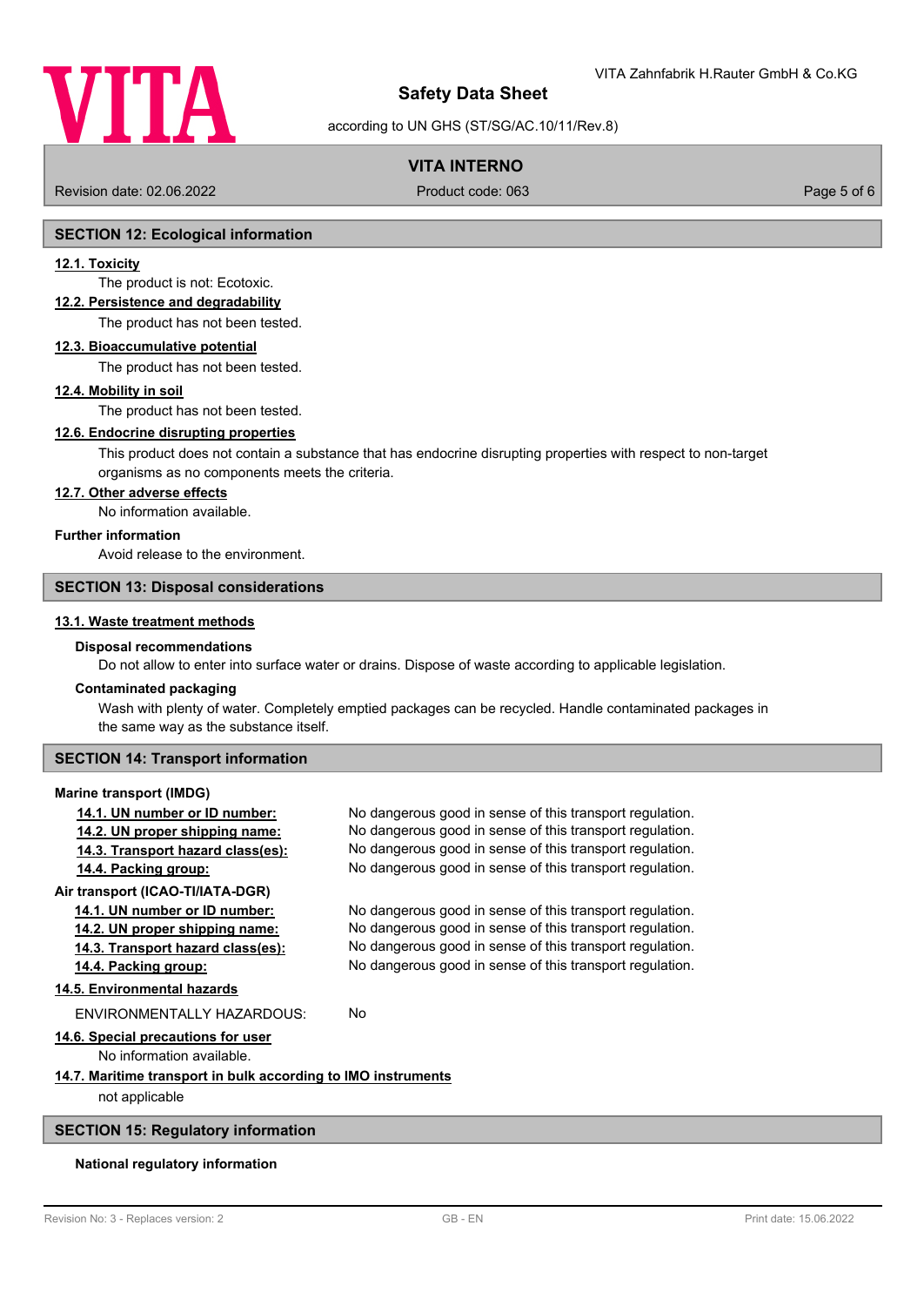## SECTION 12: Ecological information

### 12.1. Toxicity

The product is not: Ecotoxic.

### 12.2. Persistence and degradability

The product has not been tested.

### 12.3. Bioaccumulative potential

The product has not been tested.

### 12.4. Mobility in soil

The product has not been tested.

### 12.6. Endocrine disrupting properties

This product does not contain a substance that has endocrine disrupting properties with respect to non-target organisms as no components meets the criteria.

### 12.7. Other adverse effects

No information available.

**Further information**

Avoid release to the environment.

## SECTION 13: Disposal considerations

### 13.1. Waste treatment methods

**Disposal recommendations**

Do not allow to enter into surface water or drains. Dispose of waste according to applicable legislation.

**Contaminated packaging**

Wash with plenty of water. Completely emptied packages can be recycled. Handle contaminated packages in the same way as the substance itself.

## SECTION 14: Transport information

**Marine transport (IMDG)**

| | |
|---|---|
| 14.1. UN number or ID number: | No dangerous good in sense of this transport regulation. |
| 14.2. UN proper shipping name: | No dangerous good in sense of this transport regulation. |
| 14.3. Transport hazard class(es): | No dangerous good in sense of this transport regulation. |
| 14.4. Packing group: | No dangerous good in sense of this transport regulation. |

**Air transport (ICAO-TI/IATA-DGR)**

| | |
|---|---|
| 14.1. UN number or ID number: | No dangerous good in sense of this transport regulation. |
| 14.2. UN proper shipping name: | No dangerous good in sense of this transport regulation. |
| 14.3. Transport hazard class(es): | No dangerous good in sense of this transport regulation. |
| 14.4. Packing group: | No dangerous good in sense of this transport regulation. |

### 14.5. Environmental hazards

ENVIRONMENTALLY HAZARDOUS: No

### 14.6. Special precautions for user

No information available.

### 14.7. Maritime transport in bulk according to IMO instruments

not applicable

## SECTION 15: Regulatory information

**National regulatory information**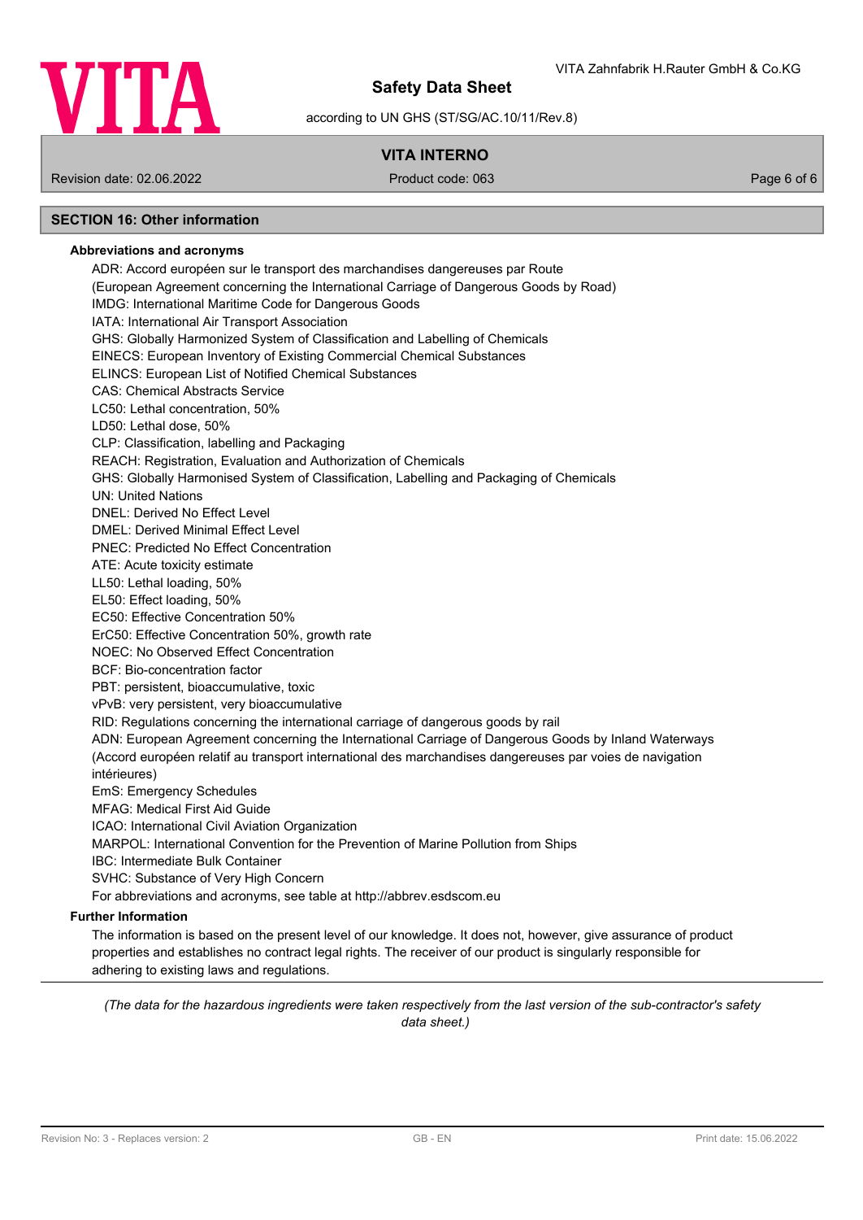## SECTION 16: Other information

### Abbreviations and acronyms

ADR: Accord européen sur le transport des marchandises dangereuses par Route
(European Agreement concerning the International Carriage of Dangerous Goods by Road)
IMDG: International Maritime Code for Dangerous Goods
IATA: International Air Transport Association
GHS: Globally Harmonized System of Classification and Labelling of Chemicals
EINECS: European Inventory of Existing Commercial Chemical Substances
ELINCS: European List of Notified Chemical Substances
CAS: Chemical Abstracts Service
LC50: Lethal concentration, 50%
LD50: Lethal dose, 50%
CLP: Classification, labelling and Packaging
REACH: Registration, Evaluation and Authorization of Chemicals
GHS: Globally Harmonised System of Classification, Labelling and Packaging of Chemicals
UN: United Nations
DNEL: Derived No Effect Level
DMEL: Derived Minimal Effect Level
PNEC: Predicted No Effect Concentration
ATE: Acute toxicity estimate
LL50: Lethal loading, 50%
EL50: Effect loading, 50%
EC50: Effective Concentration 50%
ErC50: Effective Concentration 50%, growth rate
NOEC: No Observed Effect Concentration
BCF: Bio-concentration factor
PBT: persistent, bioaccumulative, toxic
vPvB: very persistent, very bioaccumulative
RID: Regulations concerning the international carriage of dangerous goods by rail
ADN: European Agreement concerning the International Carriage of Dangerous Goods by Inland Waterways
(Accord européen relatif au transport international des marchandises dangereuses par voies de navigation intérieures)
EmS: Emergency Schedules
MFAG: Medical First Aid Guide
ICAO: International Civil Aviation Organization
MARPOL: International Convention for the Prevention of Marine Pollution from Ships
IBC: Intermediate Bulk Container
SVHC: Substance of Very High Concern
For abbreviations and acronyms, see table at http://abbrev.esdscom.eu

### Further Information

The information is based on the present level of our knowledge. It does not, however, give assurance of product properties and establishes no contract legal rights. The receiver of our product is singularly responsible for adhering to existing laws and regulations.

---

*(The data for the hazardous ingredients were taken respectively from the last version of the sub-contractor's safety data sheet.)*